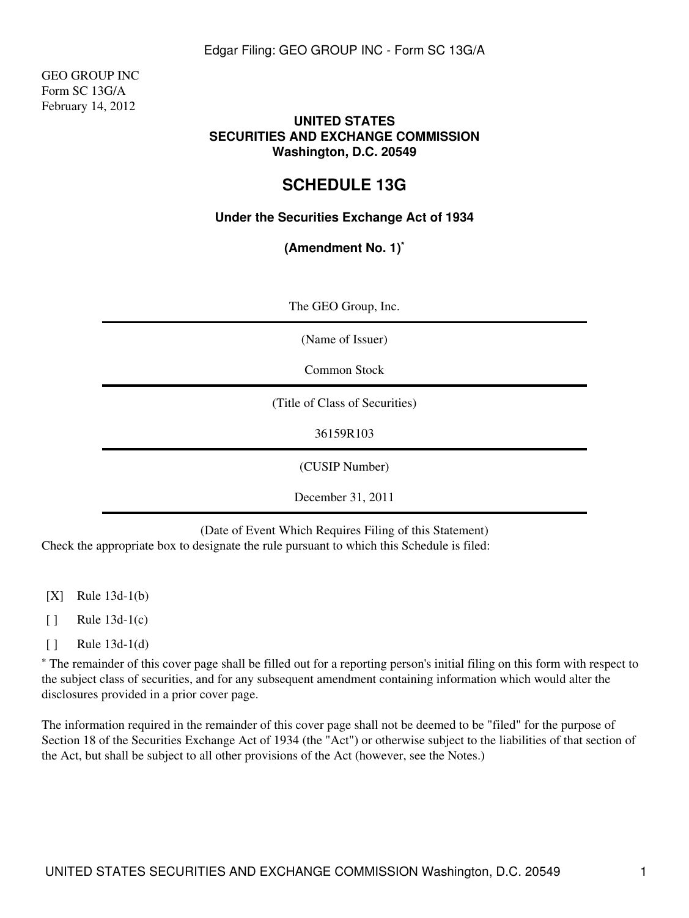GEO GROUP INC
Form SC 13G/A
February 14, 2012

**UNITED STATES**
**SECURITIES AND EXCHANGE COMMISSION**
**Washington, D.C. 20549**

# SCHEDULE 13G

**Under the Securities Exchange Act of 1934**

**(Amendment No. 1)***

The GEO Group, Inc.

(Name of Issuer)

Common Stock

(Title of Class of Securities)

36159R103

(CUSIP Number)

December 31, 2011

(Date of Event Which Requires Filing of this Statement)

Check the appropriate box to designate the rule pursuant to which this Schedule is filed:

[X] Rule 13d-1(b)

[ ] Rule 13d-1(c)

[ ] Rule 13d-1(d)

* The remainder of this cover page shall be filled out for a reporting person's initial filing on this form with respect to the subject class of securities, and for any subsequent amendment containing information which would alter the disclosures provided in a prior cover page.

The information required in the remainder of this cover page shall not be deemed to be "filed" for the purpose of Section 18 of the Securities Exchange Act of 1934 (the "Act") or otherwise subject to the liabilities of that section of the Act, but shall be subject to all other provisions of the Act (however, see the Notes.)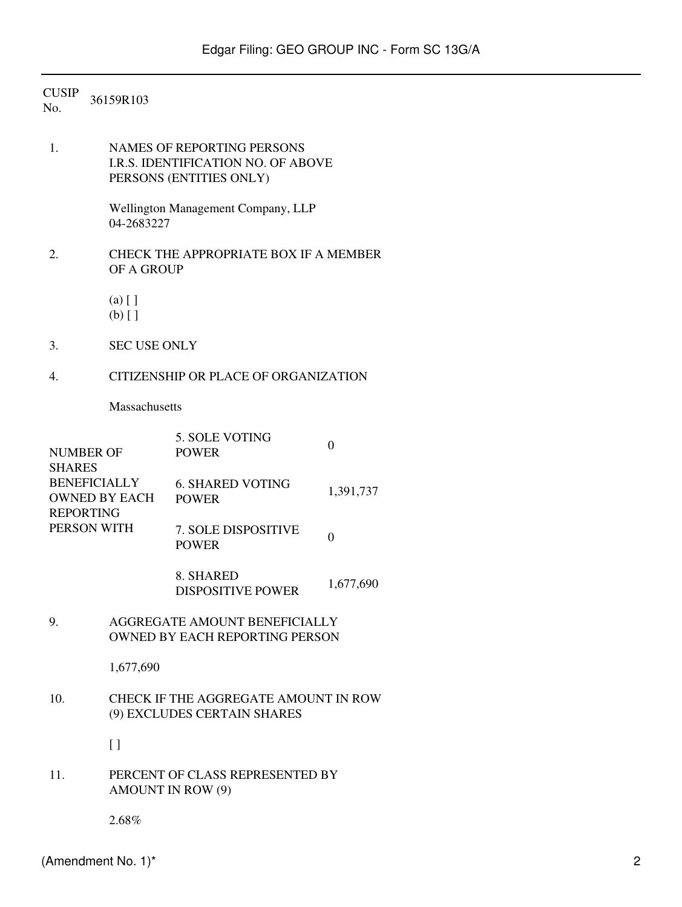CUSIP No. 36159R103

1. NAMES OF REPORTING PERSONS
   I.R.S. IDENTIFICATION NO. OF ABOVE PERSONS (ENTITIES ONLY)

   Wellington Management Company, LLP
   04-2683227

2. CHECK THE APPROPRIATE BOX IF A MEMBER OF A GROUP

   (a) [ ]
   (b) [ ]

3. SEC USE ONLY

4. CITIZENSHIP OR PLACE OF ORGANIZATION

   Massachusetts

| NUMBER OF SHARES BENEFICIALLY OWNED BY EACH REPORTING PERSON WITH | | |
|---|---|---|
| | 5. SOLE VOTING POWER | 0 |
| | 6. SHARED VOTING POWER | 1,391,737 |
| | 7. SOLE DISPOSITIVE POWER | 0 |
| | 8. SHARED DISPOSITIVE POWER | 1,677,690 |

9. AGGREGATE AMOUNT BENEFICIALLY OWNED BY EACH REPORTING PERSON

   1,677,690

10. CHECK IF THE AGGREGATE AMOUNT IN ROW (9) EXCLUDES CERTAIN SHARES

    [ ]

11. PERCENT OF CLASS REPRESENTED BY AMOUNT IN ROW (9)

    2.68%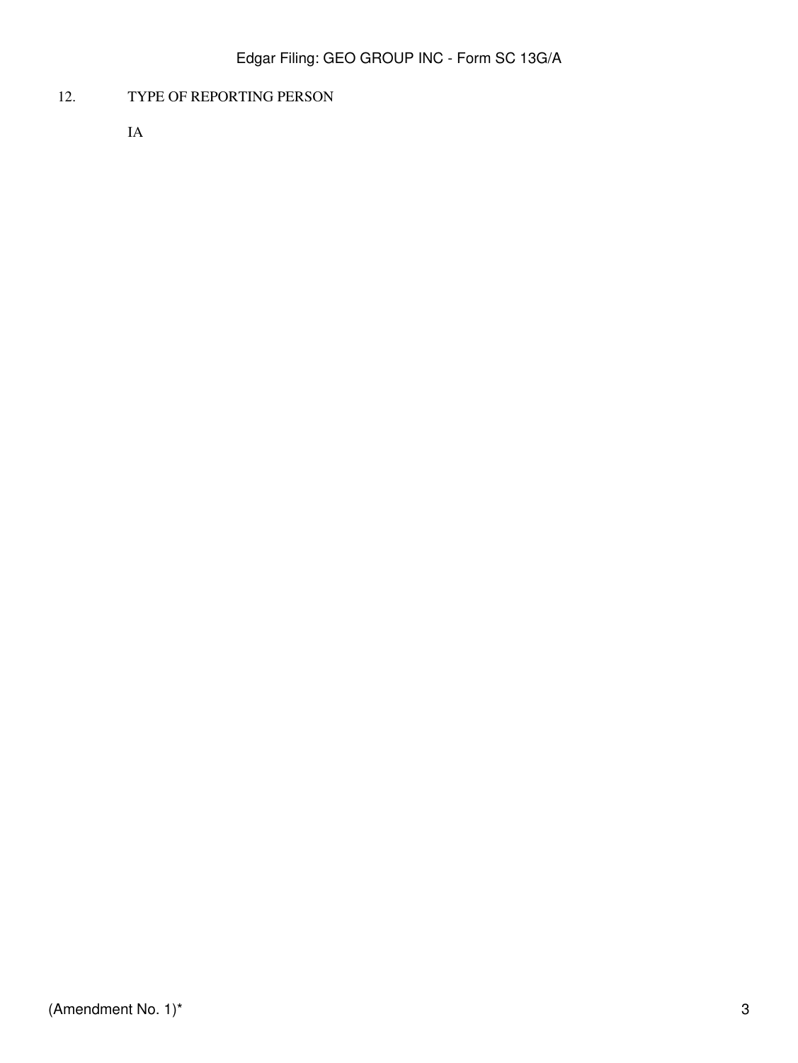12. TYPE OF REPORTING PERSON

IA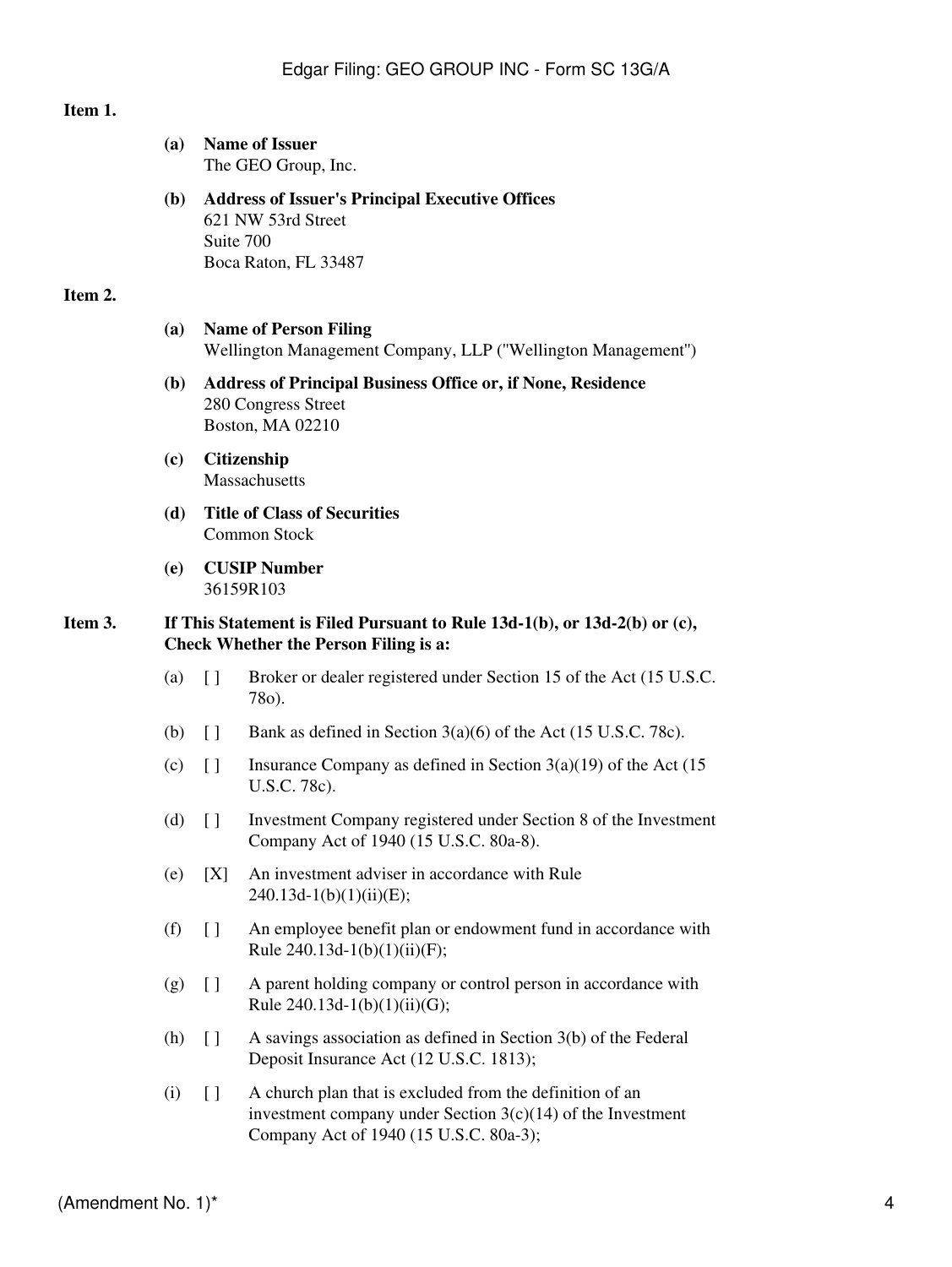**Item 1.**

**(a) Name of Issuer**
The GEO Group, Inc.

**(b) Address of Issuer's Principal Executive Offices**
621 NW 53rd Street
Suite 700
Boca Raton, FL 33487

**Item 2.**

**(a) Name of Person Filing**
Wellington Management Company, LLP ("Wellington Management")

**(b) Address of Principal Business Office or, if None, Residence**
280 Congress Street
Boston, MA 02210

**(c) Citizenship**
Massachusetts

**(d) Title of Class of Securities**
Common Stock

**(e) CUSIP Number**
36159R103

**Item 3. If This Statement is Filed Pursuant to Rule 13d-1(b), or 13d-2(b) or (c), Check Whether the Person Filing is a:**

(a) [ ] Broker or dealer registered under Section 15 of the Act (15 U.S.C. 78o).

(b) [ ] Bank as defined in Section 3(a)(6) of the Act (15 U.S.C. 78c).

(c) [ ] Insurance Company as defined in Section 3(a)(19) of the Act (15 U.S.C. 78c).

(d) [ ] Investment Company registered under Section 8 of the Investment Company Act of 1940 (15 U.S.C. 80a-8).

(e) [X] An investment adviser in accordance with Rule 240.13d-1(b)(1)(ii)(E);

(f) [ ] An employee benefit plan or endowment fund in accordance with Rule 240.13d-1(b)(1)(ii)(F);

(g) [ ] A parent holding company or control person in accordance with Rule 240.13d-1(b)(1)(ii)(G);

(h) [ ] A savings association as defined in Section 3(b) of the Federal Deposit Insurance Act (12 U.S.C. 1813);

(i) [ ] A church plan that is excluded from the definition of an investment company under Section 3(c)(14) of the Investment Company Act of 1940 (15 U.S.C. 80a-3);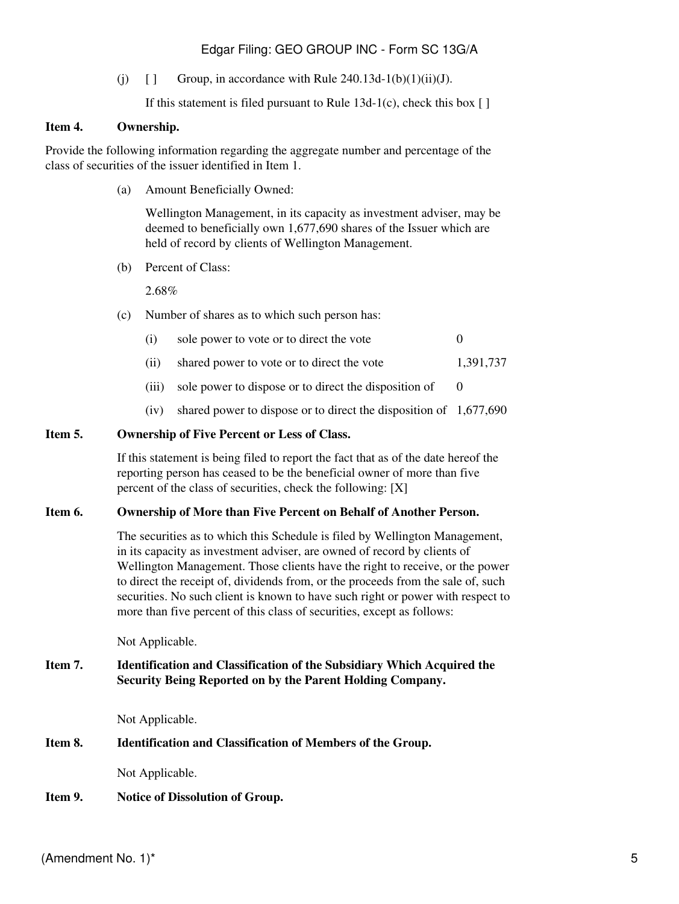(j) [ ] Group, in accordance with Rule 240.13d-1(b)(1)(ii)(J).

If this statement is filed pursuant to Rule 13d-1(c), check this box [ ]

**Item 4. Ownership.**

Provide the following information regarding the aggregate number and percentage of the class of securities of the issuer identified in Item 1.

(a) Amount Beneficially Owned:

Wellington Management, in its capacity as investment adviser, may be deemed to beneficially own 1,677,690 shares of the Issuer which are held of record by clients of Wellington Management.

(b) Percent of Class:

2.68%

(c) Number of shares as to which such person has:

| | | |
|---|---|---|
| (i) | sole power to vote or to direct the vote | 0 |
| (ii) | shared power to vote or to direct the vote | 1,391,737 |
| (iii) | sole power to dispose or to direct the disposition of | 0 |
| (iv) | shared power to dispose or to direct the disposition of | 1,677,690 |

**Item 5. Ownership of Five Percent or Less of Class.**

If this statement is being filed to report the fact that as of the date hereof the reporting person has ceased to be the beneficial owner of more than five percent of the class of securities, check the following: [X]

**Item 6. Ownership of More than Five Percent on Behalf of Another Person.**

The securities as to which this Schedule is filed by Wellington Management, in its capacity as investment adviser, are owned of record by clients of Wellington Management. Those clients have the right to receive, or the power to direct the receipt of, dividends from, or the proceeds from the sale of, such securities. No such client is known to have such right or power with respect to more than five percent of this class of securities, except as follows:

Not Applicable.

**Item 7. Identification and Classification of the Subsidiary Which Acquired the Security Being Reported on by the Parent Holding Company.**

Not Applicable.

**Item 8. Identification and Classification of Members of the Group.**

Not Applicable.

**Item 9. Notice of Dissolution of Group.**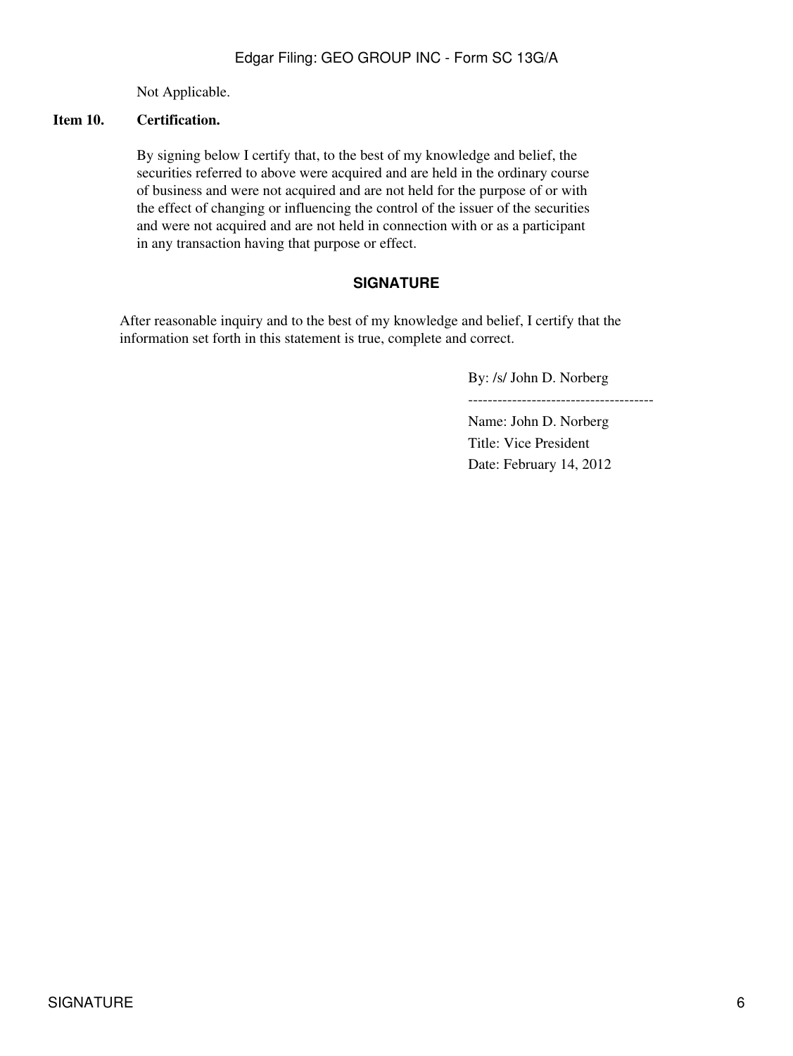Not Applicable.

**Item 10. Certification.**

By signing below I certify that, to the best of my knowledge and belief, the securities referred to above were acquired and are held in the ordinary course of business and were not acquired and are not held for the purpose of or with the effect of changing or influencing the control of the issuer of the securities and were not acquired and are not held in connection with or as a participant in any transaction having that purpose or effect.

## SIGNATURE

After reasonable inquiry and to the best of my knowledge and belief, I certify that the information set forth in this statement is true, complete and correct.

By: /s/ John D. Norberg

--------------------------------------

Name: John D. Norberg
Title: Vice President
Date: February 14, 2012